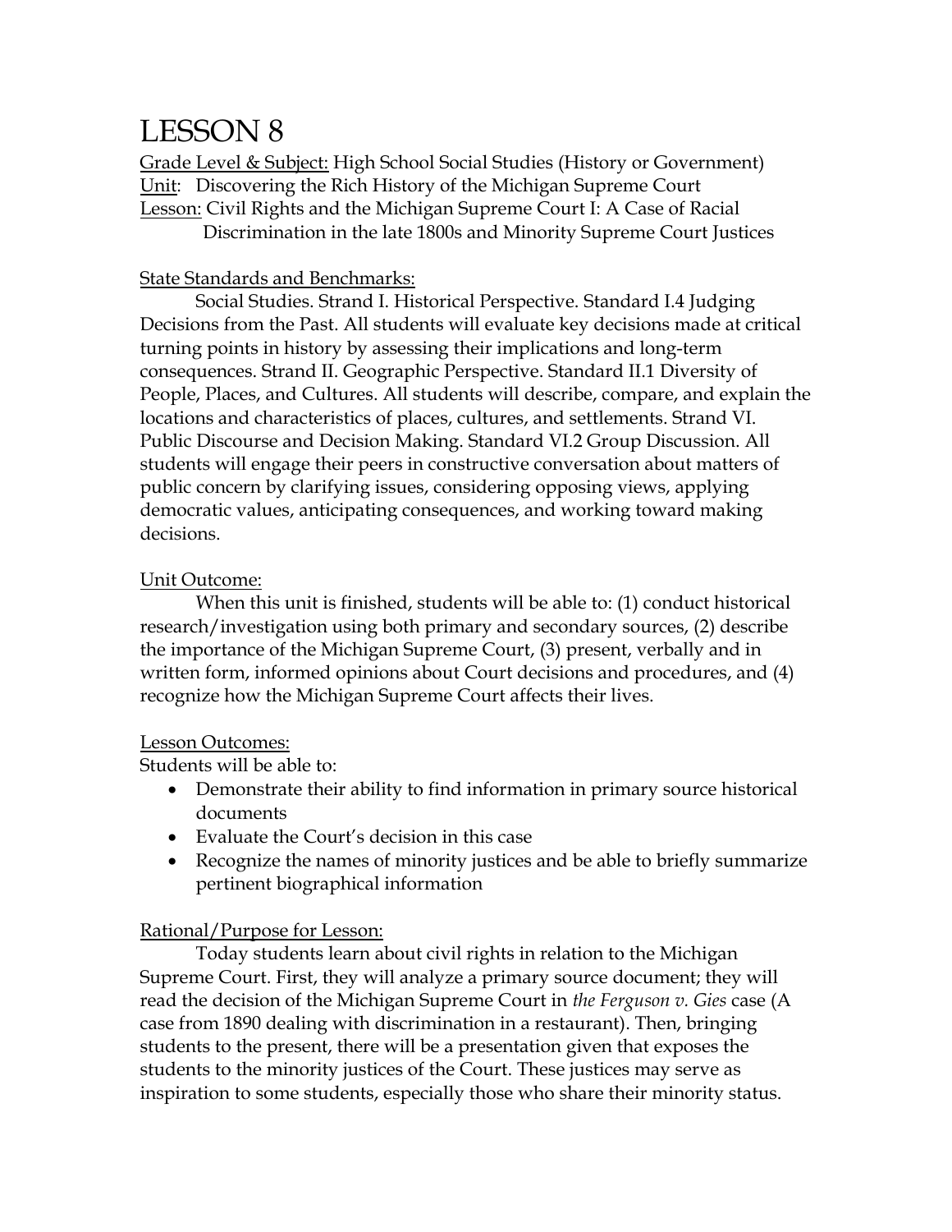# LESSON 8

Grade Level & Subject: High School Social Studies (History or Government)
Unit: Discovering the Rich History of the Michigan Supreme Court
Lesson: Civil Rights and the Michigan Supreme Court I: A Case of Racial Discrimination in the late 1800s and Minority Supreme Court Justices

State Standards and Benchmarks:

Social Studies. Strand I. Historical Perspective. Standard I.4 Judging Decisions from the Past. All students will evaluate key decisions made at critical turning points in history by assessing their implications and long-term consequences. Strand II. Geographic Perspective. Standard II.1 Diversity of People, Places, and Cultures. All students will describe, compare, and explain the locations and characteristics of places, cultures, and settlements. Strand VI. Public Discourse and Decision Making. Standard VI.2 Group Discussion. All students will engage their peers in constructive conversation about matters of public concern by clarifying issues, considering opposing views, applying democratic values, anticipating consequences, and working toward making decisions.

Unit Outcome:

When this unit is finished, students will be able to: (1) conduct historical research/investigation using both primary and secondary sources, (2) describe the importance of the Michigan Supreme Court, (3) present, verbally and in written form, informed opinions about Court decisions and procedures, and (4) recognize how the Michigan Supreme Court affects their lives.

Lesson Outcomes:

Students will be able to:

- Demonstrate their ability to find information in primary source historical documents
- Evaluate the Court's decision in this case
- Recognize the names of minority justices and be able to briefly summarize pertinent biographical information

Rational/Purpose for Lesson:

Today students learn about civil rights in relation to the Michigan Supreme Court. First, they will analyze a primary source document; they will read the decision of the Michigan Supreme Court in *the Ferguson v. Gies* case (A case from 1890 dealing with discrimination in a restaurant). Then, bringing students to the present, there will be a presentation given that exposes the students to the minority justices of the Court. These justices may serve as inspiration to some students, especially those who share their minority status.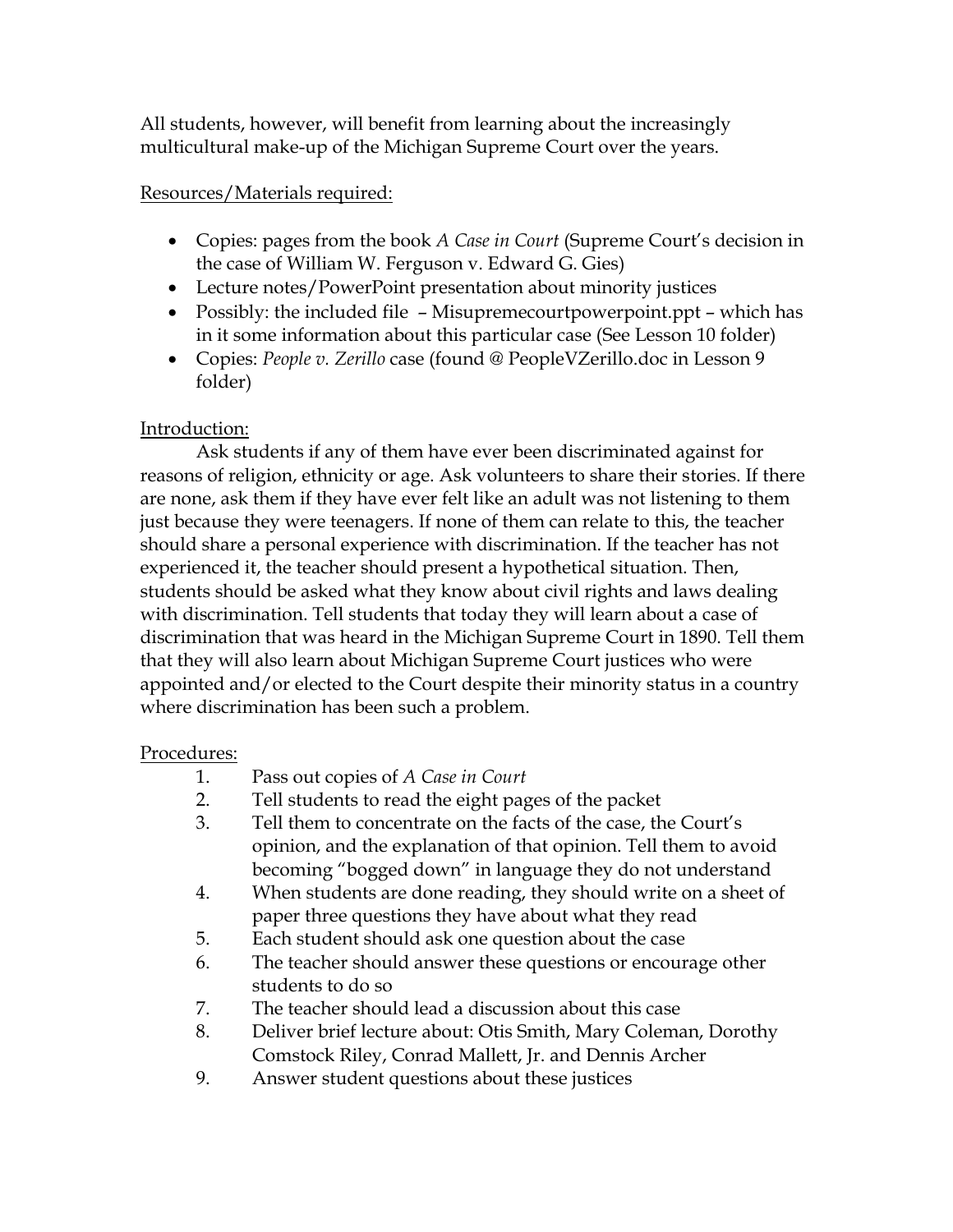All students, however, will benefit from learning about the increasingly multicultural make-up of the Michigan Supreme Court over the years.

Resources/Materials required:

- Copies: pages from the book *A Case in Court* (Supreme Court's decision in the case of William W. Ferguson v. Edward G. Gies)
- Lecture notes/PowerPoint presentation about minority justices
- Possibly: the included file – Misupremecourtpowerpoint.ppt – which has in it some information about this particular case (See Lesson 10 folder)
- Copies: *People v. Zerillo* case (found @ PeopleVZerillo.doc in Lesson 9 folder)

Introduction:

Ask students if any of them have ever been discriminated against for reasons of religion, ethnicity or age. Ask volunteers to share their stories. If there are none, ask them if they have ever felt like an adult was not listening to them just because they were teenagers. If none of them can relate to this, the teacher should share a personal experience with discrimination. If the teacher has not experienced it, the teacher should present a hypothetical situation. Then, students should be asked what they know about civil rights and laws dealing with discrimination. Tell students that today they will learn about a case of discrimination that was heard in the Michigan Supreme Court in 1890. Tell them that they will also learn about Michigan Supreme Court justices who were appointed and/or elected to the Court despite their minority status in a country where discrimination has been such a problem.

Procedures:

1. Pass out copies of *A Case in Court*
2. Tell students to read the eight pages of the packet
3. Tell them to concentrate on the facts of the case, the Court's opinion, and the explanation of that opinion. Tell them to avoid becoming "bogged down" in language they do not understand
4. When students are done reading, they should write on a sheet of paper three questions they have about what they read
5. Each student should ask one question about the case
6. The teacher should answer these questions or encourage other students to do so
7. The teacher should lead a discussion about this case
8. Deliver brief lecture about: Otis Smith, Mary Coleman, Dorothy Comstock Riley, Conrad Mallett, Jr. and Dennis Archer
9. Answer student questions about these justices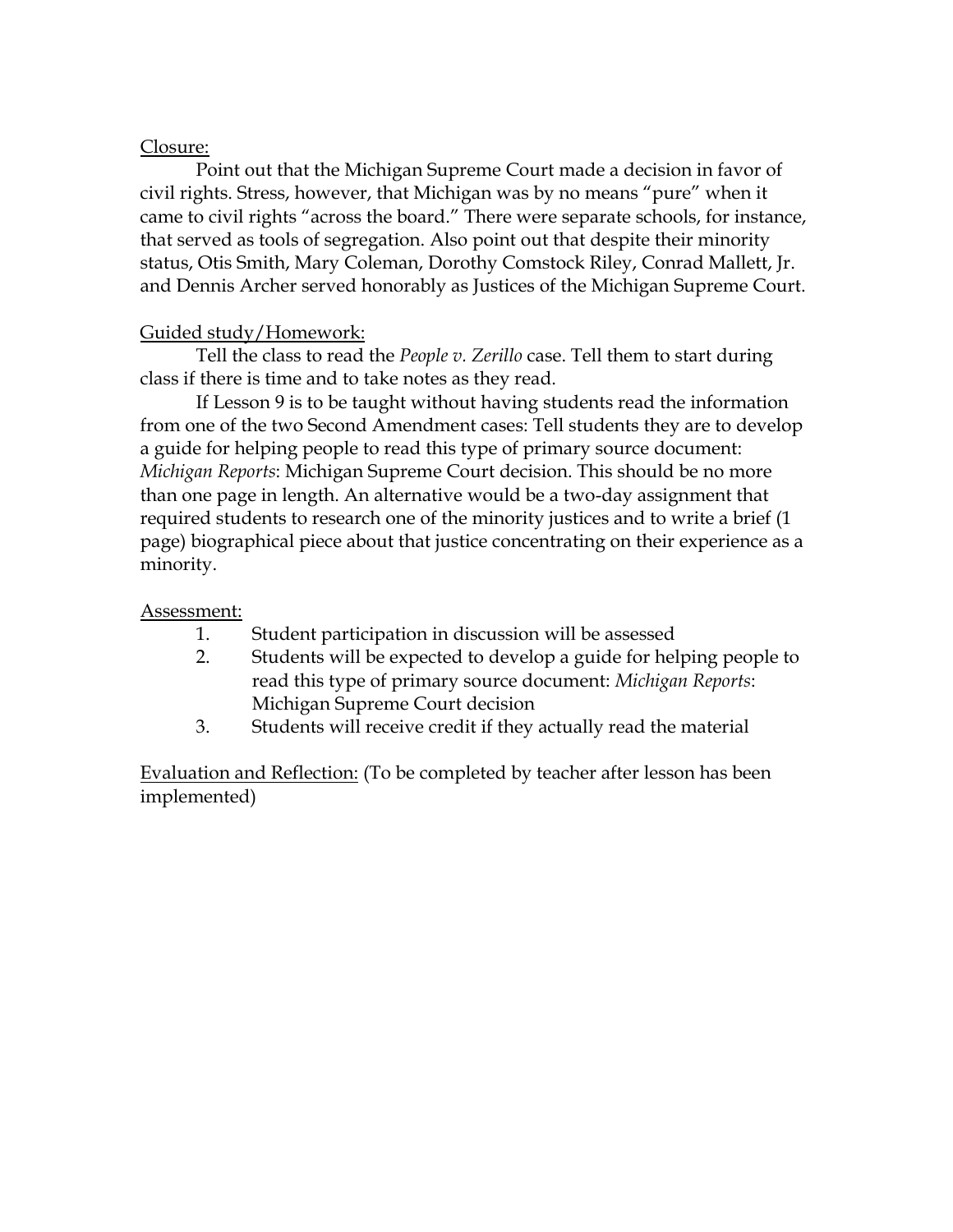Closure:

Point out that the Michigan Supreme Court made a decision in favor of civil rights. Stress, however, that Michigan was by no means "pure" when it came to civil rights "across the board." There were separate schools, for instance, that served as tools of segregation. Also point out that despite their minority status, Otis Smith, Mary Coleman, Dorothy Comstock Riley, Conrad Mallett, Jr. and Dennis Archer served honorably as Justices of the Michigan Supreme Court.

Guided study/Homework:

Tell the class to read the *People v. Zerillo* case. Tell them to start during class if there is time and to take notes as they read.

If Lesson 9 is to be taught without having students read the information from one of the two Second Amendment cases: Tell students they are to develop a guide for helping people to read this type of primary source document: *Michigan Reports*: Michigan Supreme Court decision. This should be no more than one page in length. An alternative would be a two-day assignment that required students to research one of the minority justices and to write a brief (1 page) biographical piece about that justice concentrating on their experience as a minority.

Assessment:

1. Student participation in discussion will be assessed
2. Students will be expected to develop a guide for helping people to read this type of primary source document: *Michigan Reports*: Michigan Supreme Court decision
3. Students will receive credit if they actually read the material

Evaluation and Reflection: (To be completed by teacher after lesson has been implemented)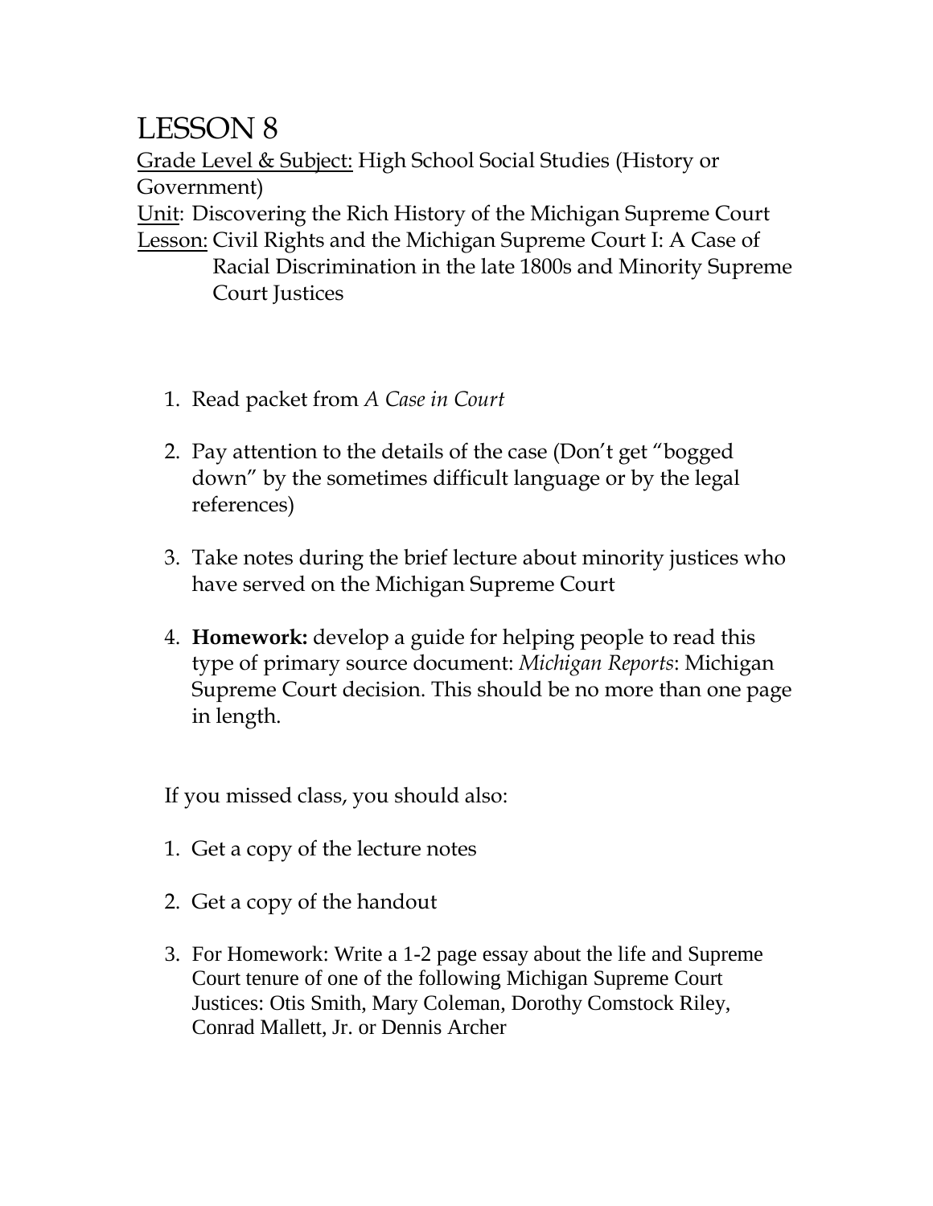# LESSON 8

Grade Level & Subject: High School Social Studies (History or Government)

Unit: Discovering the Rich History of the Michigan Supreme Court

Lesson: Civil Rights and the Michigan Supreme Court I: A Case of Racial Discrimination in the late 1800s and Minority Supreme Court Justices

1. Read packet from *A Case in Court*

2. Pay attention to the details of the case (Don't get "bogged down" by the sometimes difficult language or by the legal references)

3. Take notes during the brief lecture about minority justices who have served on the Michigan Supreme Court

4. **Homework:** develop a guide for helping people to read this type of primary source document: *Michigan Reports*: Michigan Supreme Court decision. This should be no more than one page in length.

If you missed class, you should also:

1. Get a copy of the lecture notes

2. Get a copy of the handout

3. For Homework: Write a 1-2 page essay about the life and Supreme Court tenure of one of the following Michigan Supreme Court Justices: Otis Smith, Mary Coleman, Dorothy Comstock Riley, Conrad Mallett, Jr. or Dennis Archer